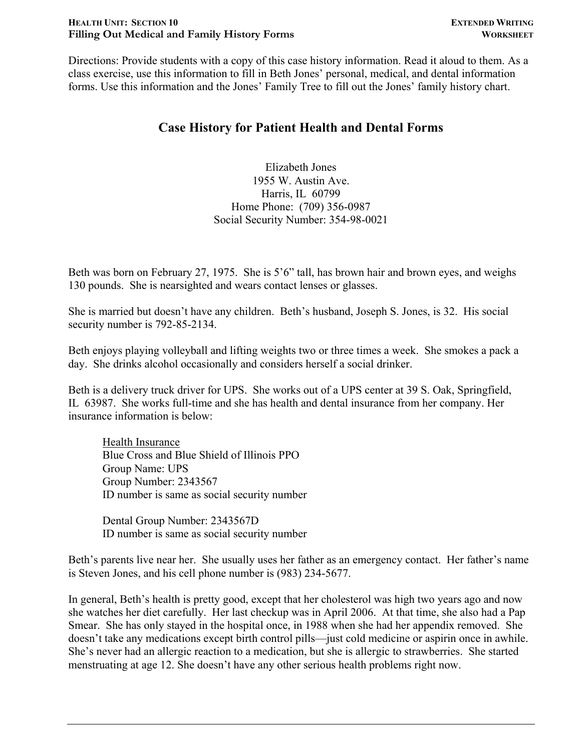**HEALTH UNIT: SECTION 10** — **EXTENDED WRITING WORKSHEET**

**Filling Out Medical and Family History Forms**

Directions: Provide students with a copy of this case history information. Read it aloud to them. As a class exercise, use this information to fill in Beth Jones' personal, medical, and dental information forms. Use this information and the Jones' Family Tree to fill out the Jones' family history chart.

# Case History for Patient Health and Dental Forms

Elizabeth Jones
1955 W. Austin Ave.
Harris, IL 60799
Home Phone: (709) 356-0987
Social Security Number: 354-98-0021

Beth was born on February 27, 1975. She is 5'6" tall, has brown hair and brown eyes, and weighs 130 pounds. She is nearsighted and wears contact lenses or glasses.

She is married but doesn't have any children. Beth's husband, Joseph S. Jones, is 32. His social security number is 792-85-2134.

Beth enjoys playing volleyball and lifting weights two or three times a week. She smokes a pack a day. She drinks alcohol occasionally and considers herself a social drinker.

Beth is a delivery truck driver for UPS. She works out of a UPS center at 39 S. Oak, Springfield, IL 63987. She works full-time and she has health and dental insurance from her company. Her insurance information is below:

> Health Insurance
> Blue Cross and Blue Shield of Illinois PPO
> Group Name: UPS
> Group Number: 2343567
> ID number is same as social security number
>
> Dental Group Number: 2343567D
> ID number is same as social security number

Beth's parents live near her. She usually uses her father as an emergency contact. Her father's name is Steven Jones, and his cell phone number is (983) 234-5677.

In general, Beth's health is pretty good, except that her cholesterol was high two years ago and now she watches her diet carefully. Her last checkup was in April 2006. At that time, she also had a Pap Smear. She has only stayed in the hospital once, in 1988 when she had her appendix removed. She doesn't take any medications except birth control pills—just cold medicine or aspirin once in awhile. She's never had an allergic reaction to a medication, but she is allergic to strawberries. She started menstruating at age 12. She doesn't have any other serious health problems right now.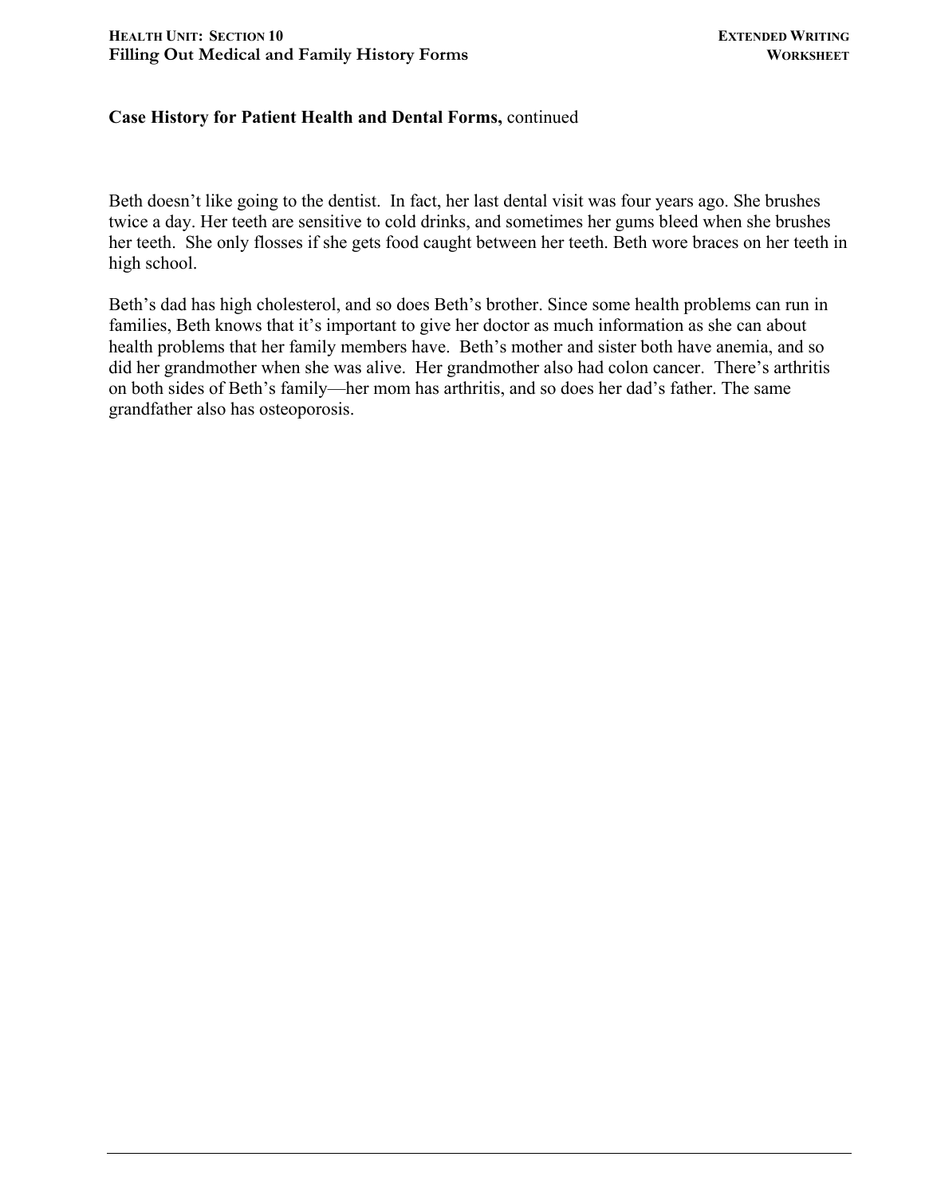**Case History for Patient Health and Dental Forms,** continued

Beth doesn't like going to the dentist. In fact, her last dental visit was four years ago. She brushes twice a day. Her teeth are sensitive to cold drinks, and sometimes her gums bleed when she brushes her teeth. She only flosses if she gets food caught between her teeth. Beth wore braces on her teeth in high school.

Beth's dad has high cholesterol, and so does Beth's brother. Since some health problems can run in families, Beth knows that it's important to give her doctor as much information as she can about health problems that her family members have. Beth's mother and sister both have anemia, and so did her grandmother when she was alive. Her grandmother also had colon cancer. There's arthritis on both sides of Beth's family—her mom has arthritis, and so does her dad's father. The same grandfather also has osteoporosis.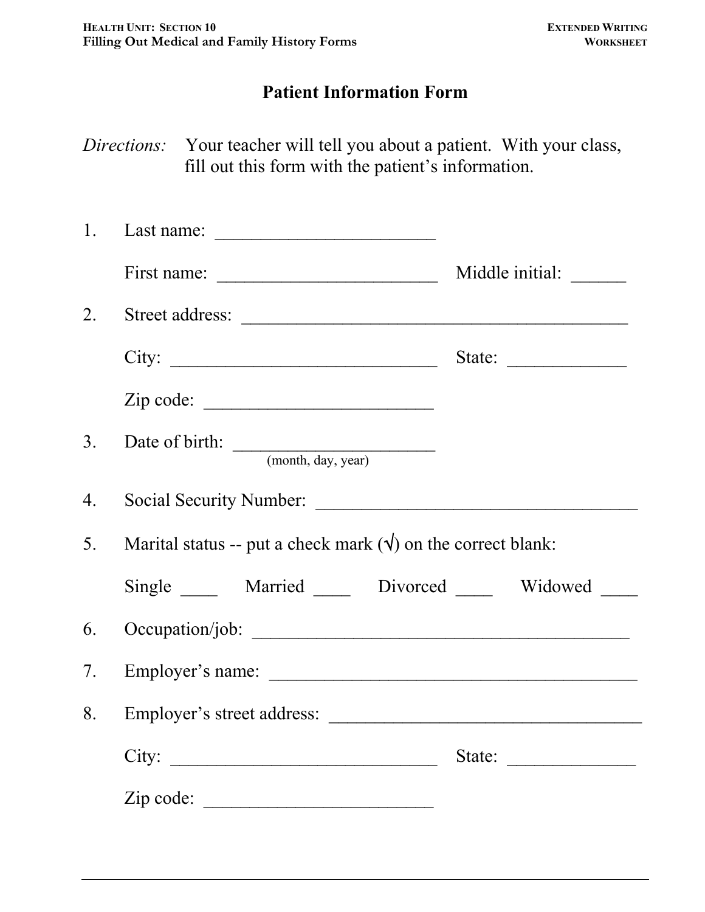# Patient Information Form

*Directions:* Your teacher will tell you about a patient. With your class, fill out this form with the patient's information.

1. Last name: ________________________

   First name: ________________________ Middle initial: ______

2. Street address: ___________________________________________

   City: ______________________________ State: _____________

   Zip code: _________________________

3. Date of birth: _____________________
   (month, day, year)

4. Social Security Number: ___________________________________

5. Marital status -- put a check mark (√) on the correct blank:

   Single ____ Married ____ Divorced ____ Widowed ____

6. Occupation/job: __________________________________________

7. Employer's name: _________________________________________

8. Employer's street address: __________________________________

   City: ______________________________ State: ______________

   Zip code: _________________________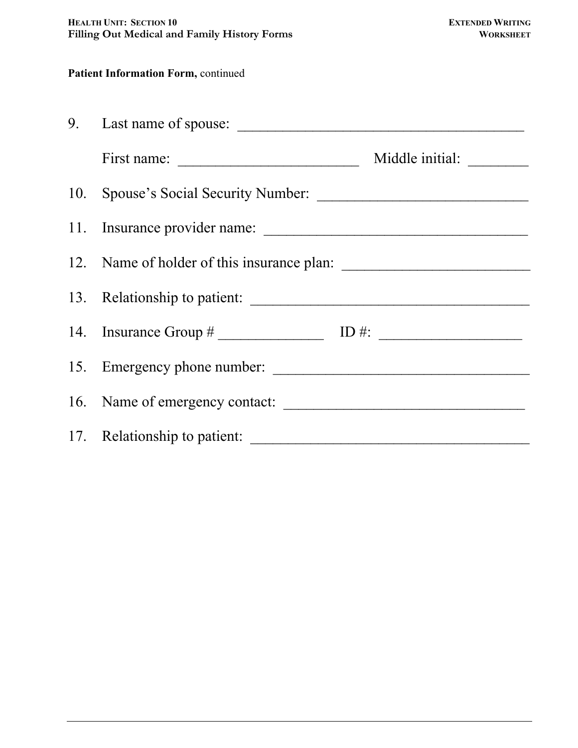**Patient Information Form,** continued

9. Last name of spouse: ______________________________________

   First name: ________________________ Middle initial: ________

10. Spouse's Social Security Number: ____________________________

11. Insurance provider name: ___________________________________

12. Name of holder of this insurance plan: _________________________

13. Relationship to patient: _____________________________________

14. Insurance Group # ______________ ID #: ___________________

15. Emergency phone number: __________________________________

16. Name of emergency contact: ________________________________

17. Relationship to patient: _____________________________________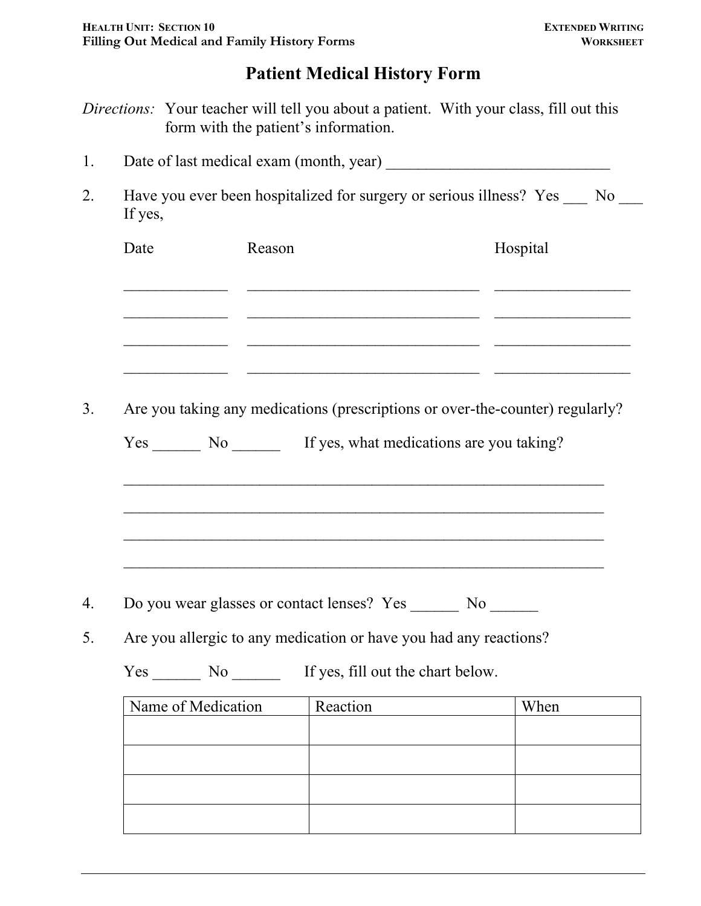# Patient Medical History Form

*Directions:* Your teacher will tell you about a patient. With your class, fill out this form with the patient's information.

1. Date of last medical exam (month, year) ____________________________

2. Have you ever been hospitalized for surgery or serious illness? Yes ___ No ___
   If yes,

   | Date | Reason | Hospital |
   | --- | --- | --- |
   | _____________ | ______________________________ | _________________ |
   | _____________ | ______________________________ | _________________ |
   | _____________ | ______________________________ | _________________ |
   | _____________ | ______________________________ | _________________ |

3. Are you taking any medications (prescriptions or over-the-counter) regularly?

   Yes ______ No ______ If yes, what medications are you taking?

   ______________________________________________________________

   ______________________________________________________________

   ______________________________________________________________

   ______________________________________________________________

4. Do you wear glasses or contact lenses? Yes ______ No ______

5. Are you allergic to any medication or have you had any reactions?

   Yes ______ No ______ If yes, fill out the chart below.

   | Name of Medication | Reaction | When |
   | --- | --- | --- |
   | | | |
   | | | |
   | | | |
   | | | |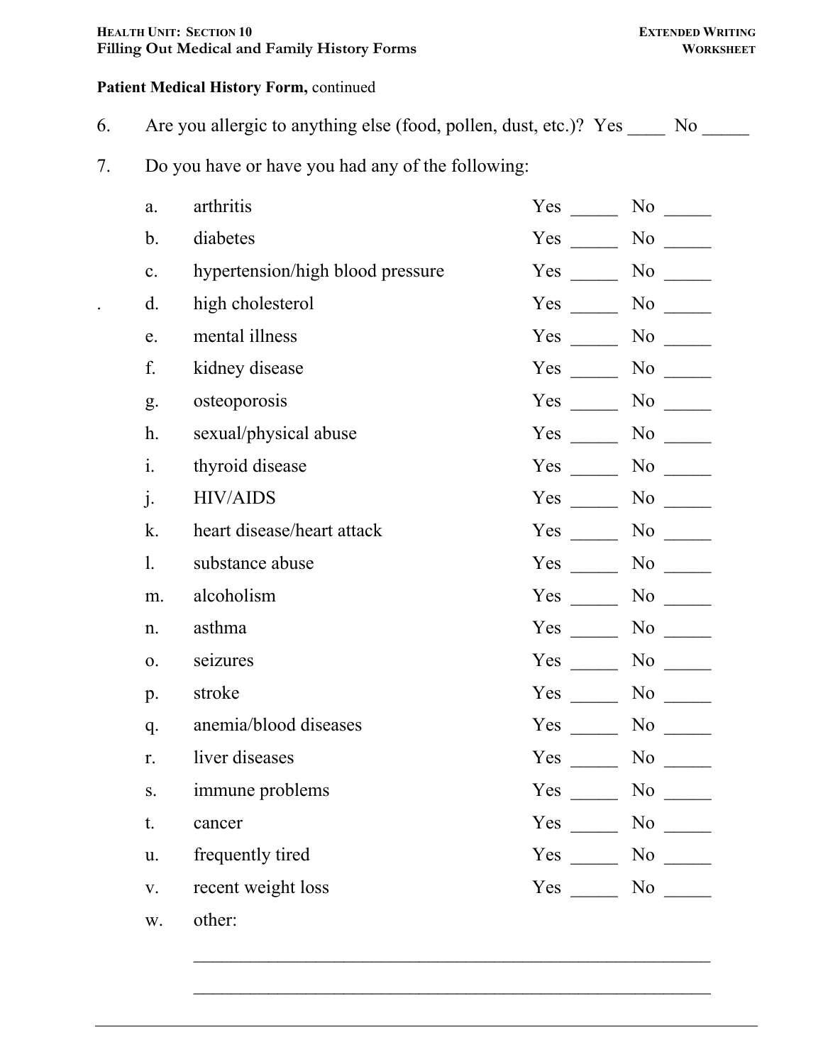**Patient Medical History Form,** continued

6. Are you allergic to anything else (food, pollen, dust, etc.)? Yes ____ No _____

7. Do you have or have you had any of the following:

| | | | |
|---|---|---|---|
| a. | arthritis | Yes _____ | No _____ |
| b. | diabetes | Yes _____ | No _____ |
| c. | hypertension/high blood pressure | Yes _____ | No _____ |
| d. | high cholesterol | Yes _____ | No _____ |
| e. | mental illness | Yes _____ | No _____ |
| f. | kidney disease | Yes _____ | No _____ |
| g. | osteoporosis | Yes _____ | No _____ |
| h. | sexual/physical abuse | Yes _____ | No _____ |
| i. | thyroid disease | Yes _____ | No _____ |
| j. | HIV/AIDS | Yes _____ | No _____ |
| k. | heart disease/heart attack | Yes _____ | No _____ |
| l. | substance abuse | Yes _____ | No _____ |
| m. | alcoholism | Yes _____ | No _____ |
| n. | asthma | Yes _____ | No _____ |
| o. | seizures | Yes _____ | No _____ |
| p. | stroke | Yes _____ | No _____ |
| q. | anemia/blood diseases | Yes _____ | No _____ |
| r. | liver diseases | Yes _____ | No _____ |
| s. | immune problems | Yes _____ | No _____ |
| t. | cancer | Yes _____ | No _____ |
| u. | frequently tired | Yes _____ | No _____ |
| v. | recent weight loss | Yes _____ | No _____ |
| w. | other: | | |

_______________________________________________________

_______________________________________________________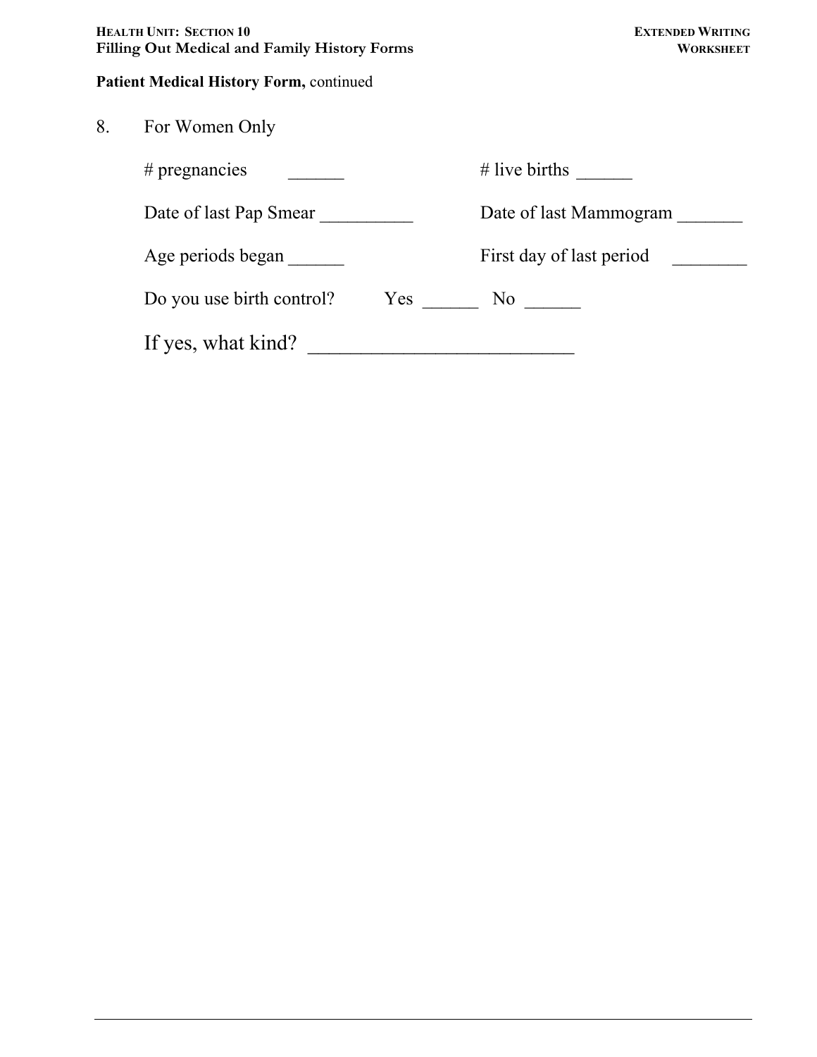**Patient Medical History Form,** continued

8. For Women Only

   # pregnancies ______ # live births ______

   Date of last Pap Smear __________ Date of last Mammogram _______

   Age periods began ______ First day of last period ________

   Do you use birth control? Yes ______ No ______

   If yes, what kind? __________________________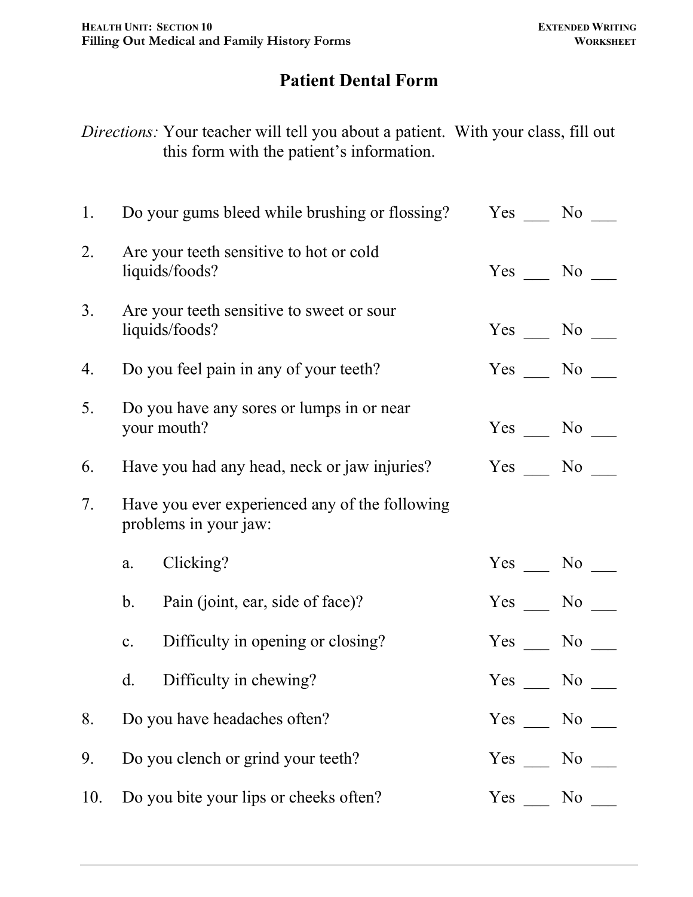# Patient Dental Form

*Directions:* Your teacher will tell you about a patient. With your class, fill out this form with the patient's information.

1. Do your gums bleed while brushing or flossing? Yes ___ No ___

2. Are your teeth sensitive to hot or cold liquids/foods? Yes ___ No ___

3. Are your teeth sensitive to sweet or sour liquids/foods? Yes ___ No ___

4. Do you feel pain in any of your teeth? Yes ___ No ___

5. Do you have any sores or lumps in or near your mouth? Yes ___ No ___

6. Have you had any head, neck or jaw injuries? Yes ___ No ___

7. Have you ever experienced any of the following problems in your jaw:

   a. Clicking? Yes ___ No ___

   b. Pain (joint, ear, side of face)? Yes ___ No ___

   c. Difficulty in opening or closing? Yes ___ No ___

   d. Difficulty in chewing? Yes ___ No ___

8. Do you have headaches often? Yes ___ No ___

9. Do you clench or grind your teeth? Yes ___ No ___

10. Do you bite your lips or cheeks often? Yes ___ No ___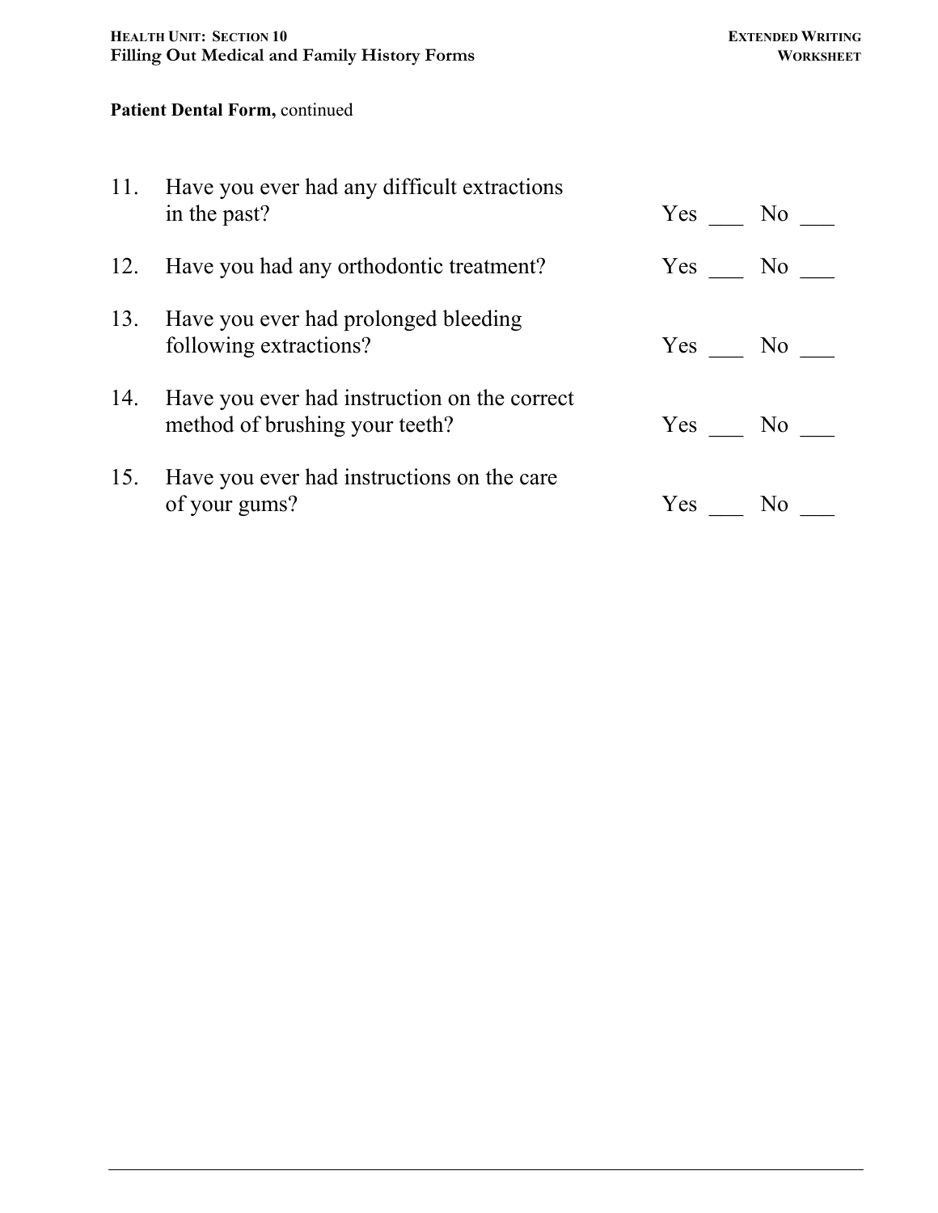**Patient Dental Form,** continued

11. Have you ever had any difficult extractions in the past? Yes ___ No ___

12. Have you had any orthodontic treatment? Yes ___ No ___

13. Have you ever had prolonged bleeding following extractions? Yes ___ No ___

14. Have you ever had instruction on the correct method of brushing your teeth? Yes ___ No ___

15. Have you ever had instructions on the care of your gums? Yes ___ No ___